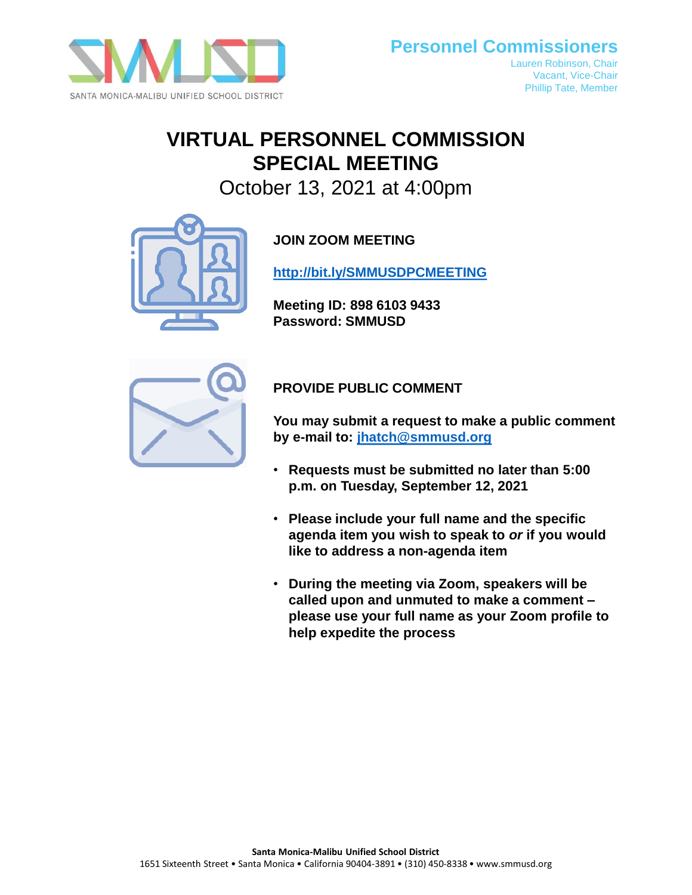SANTA MONICA-MALIBU UNIFIED SCHOOL DISTRICT

**Personnel Commissioners**

Lauren Robinson, Chair
Vacant, Vice-Chair
Phillip Tate, Member

# VIRTUAL PERSONNEL COMMISSION SPECIAL MEETING

October 13, 2021 at 4:00pm

**JOIN ZOOM MEETING**

**http://bit.ly/SMMUSDPCMEETING**

**Meeting ID: 898 6103 9433**
**Password: SMMUSD**

**PROVIDE PUBLIC COMMENT**

**You may submit a request to make a public comment by e-mail to: jhatch@smmusd.org**

- **Requests must be submitted no later than 5:00 p.m. on Tuesday, September 12, 2021**
- **Please include your full name and the specific agenda item you wish to speak to *or* if you would like to address a non-agenda item**
- **During the meeting via Zoom, speakers will be called upon and unmuted to make a comment – please use your full name as your Zoom profile to help expedite the process**

**Santa Monica-Malibu Unified School District**
1651 Sixteenth Street • Santa Monica • California 90404-3891 • (310) 450-8338 • www.smmusd.org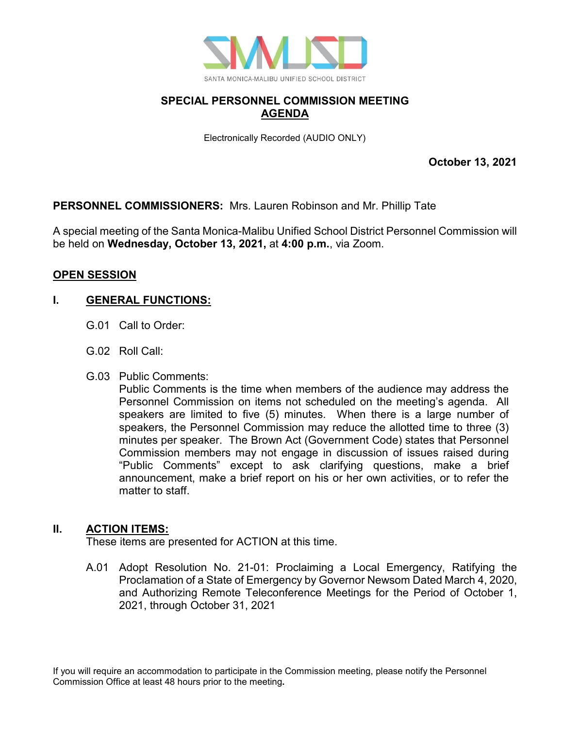SANTA MONICA-MALIBU UNIFIED SCHOOL DISTRICT

# SPECIAL PERSONNEL COMMISSION MEETING
## AGENDA

Electronically Recorded (AUDIO ONLY)

**October 13, 2021**

**PERSONNEL COMMISSIONERS:** Mrs. Lauren Robinson and Mr. Phillip Tate

A special meeting of the Santa Monica-Malibu Unified School District Personnel Commission will be held on **Wednesday, October 13, 2021,** at **4:00 p.m.**, via Zoom.

## OPEN SESSION

### I. GENERAL FUNCTIONS:

G.01 Call to Order:

G.02 Roll Call:

G.03 Public Comments:
Public Comments is the time when members of the audience may address the Personnel Commission on items not scheduled on the meeting's agenda. All speakers are limited to five (5) minutes. When there is a large number of speakers, the Personnel Commission may reduce the allotted time to three (3) minutes per speaker. The Brown Act (Government Code) states that Personnel Commission members may not engage in discussion of issues raised during "Public Comments" except to ask clarifying questions, make a brief announcement, make a brief report on his or her own activities, or to refer the matter to staff.

### II. ACTION ITEMS:

These items are presented for ACTION at this time.

A.01 Adopt Resolution No. 21-01: Proclaiming a Local Emergency, Ratifying the Proclamation of a State of Emergency by Governor Newsom Dated March 4, 2020, and Authorizing Remote Teleconference Meetings for the Period of October 1, 2021, through October 31, 2021

If you will require an accommodation to participate in the Commission meeting, please notify the Personnel Commission Office at least 48 hours prior to the meeting**.**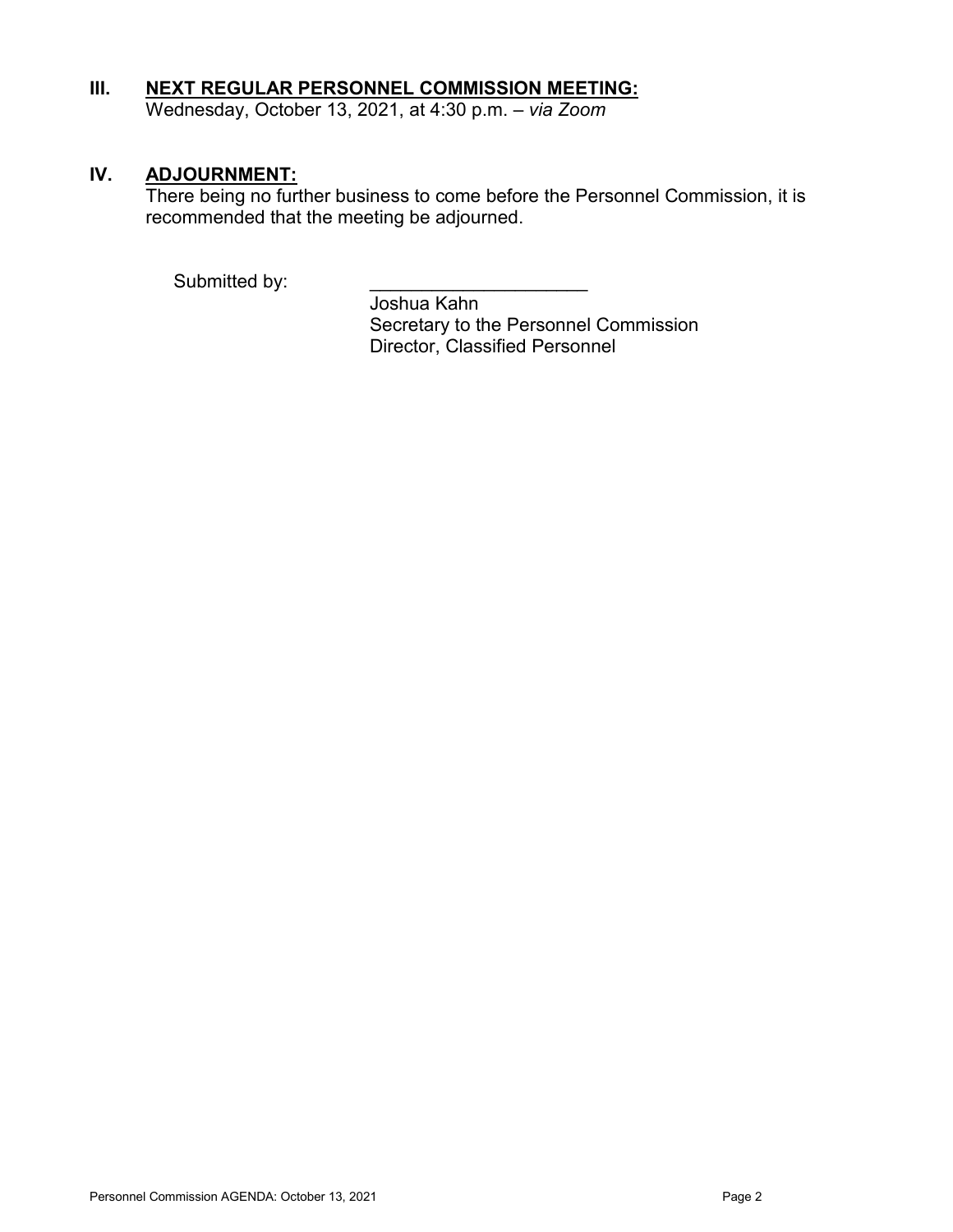## III. NEXT REGULAR PERSONNEL COMMISSION MEETING:

Wednesday, October 13, 2021, at 4:30 p.m. – *via Zoom*

## IV. ADJOURNMENT:

There being no further business to come before the Personnel Commission, it is recommended that the meeting be adjourned.

Submitted by: \_\_\_\_\_\_\_\_\_\_\_\_\_\_\_\_\_\_\_\_\_\_

Joshua Kahn
Secretary to the Personnel Commission
Director, Classified Personnel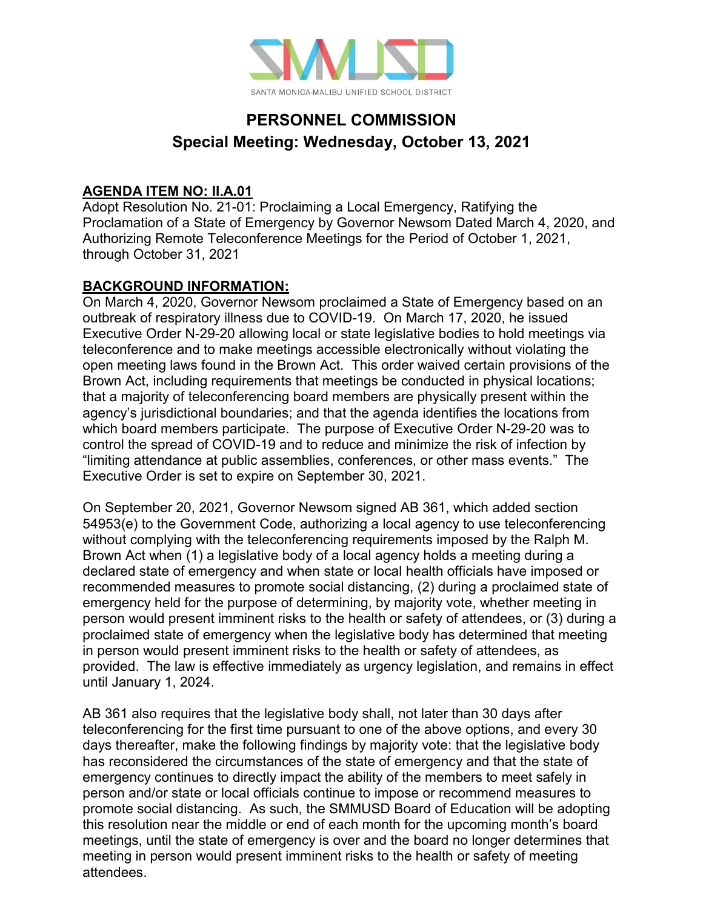SANTA MONICA-MALIBU UNIFIED SCHOOL DISTRICT

# PERSONNEL COMMISSION
## Special Meeting: Wednesday, October 13, 2021

**AGENDA ITEM NO: II.A.01**
Adopt Resolution No. 21-01: Proclaiming a Local Emergency, Ratifying the Proclamation of a State of Emergency by Governor Newsom Dated March 4, 2020, and Authorizing Remote Teleconference Meetings for the Period of October 1, 2021, through October 31, 2021

**BACKGROUND INFORMATION:**
On March 4, 2020, Governor Newsom proclaimed a State of Emergency based on an outbreak of respiratory illness due to COVID-19. On March 17, 2020, he issued Executive Order N-29-20 allowing local or state legislative bodies to hold meetings via teleconference and to make meetings accessible electronically without violating the open meeting laws found in the Brown Act. This order waived certain provisions of the Brown Act, including requirements that meetings be conducted in physical locations; that a majority of teleconferencing board members are physically present within the agency's jurisdictional boundaries; and that the agenda identifies the locations from which board members participate. The purpose of Executive Order N-29-20 was to control the spread of COVID-19 and to reduce and minimize the risk of infection by "limiting attendance at public assemblies, conferences, or other mass events." The Executive Order is set to expire on September 30, 2021.

On September 20, 2021, Governor Newsom signed AB 361, which added section 54953(e) to the Government Code, authorizing a local agency to use teleconferencing without complying with the teleconferencing requirements imposed by the Ralph M. Brown Act when (1) a legislative body of a local agency holds a meeting during a declared state of emergency and when state or local health officials have imposed or recommended measures to promote social distancing, (2) during a proclaimed state of emergency held for the purpose of determining, by majority vote, whether meeting in person would present imminent risks to the health or safety of attendees, or (3) during a proclaimed state of emergency when the legislative body has determined that meeting in person would present imminent risks to the health or safety of attendees, as provided. The law is effective immediately as urgency legislation, and remains in effect until January 1, 2024.

AB 361 also requires that the legislative body shall, not later than 30 days after teleconferencing for the first time pursuant to one of the above options, and every 30 days thereafter, make the following findings by majority vote: that the legislative body has reconsidered the circumstances of the state of emergency and that the state of emergency continues to directly impact the ability of the members to meet safely in person and/or state or local officials continue to impose or recommend measures to promote social distancing. As such, the SMMUSD Board of Education will be adopting this resolution near the middle or end of each month for the upcoming month's board meetings, until the state of emergency is over and the board no longer determines that meeting in person would present imminent risks to the health or safety of meeting attendees.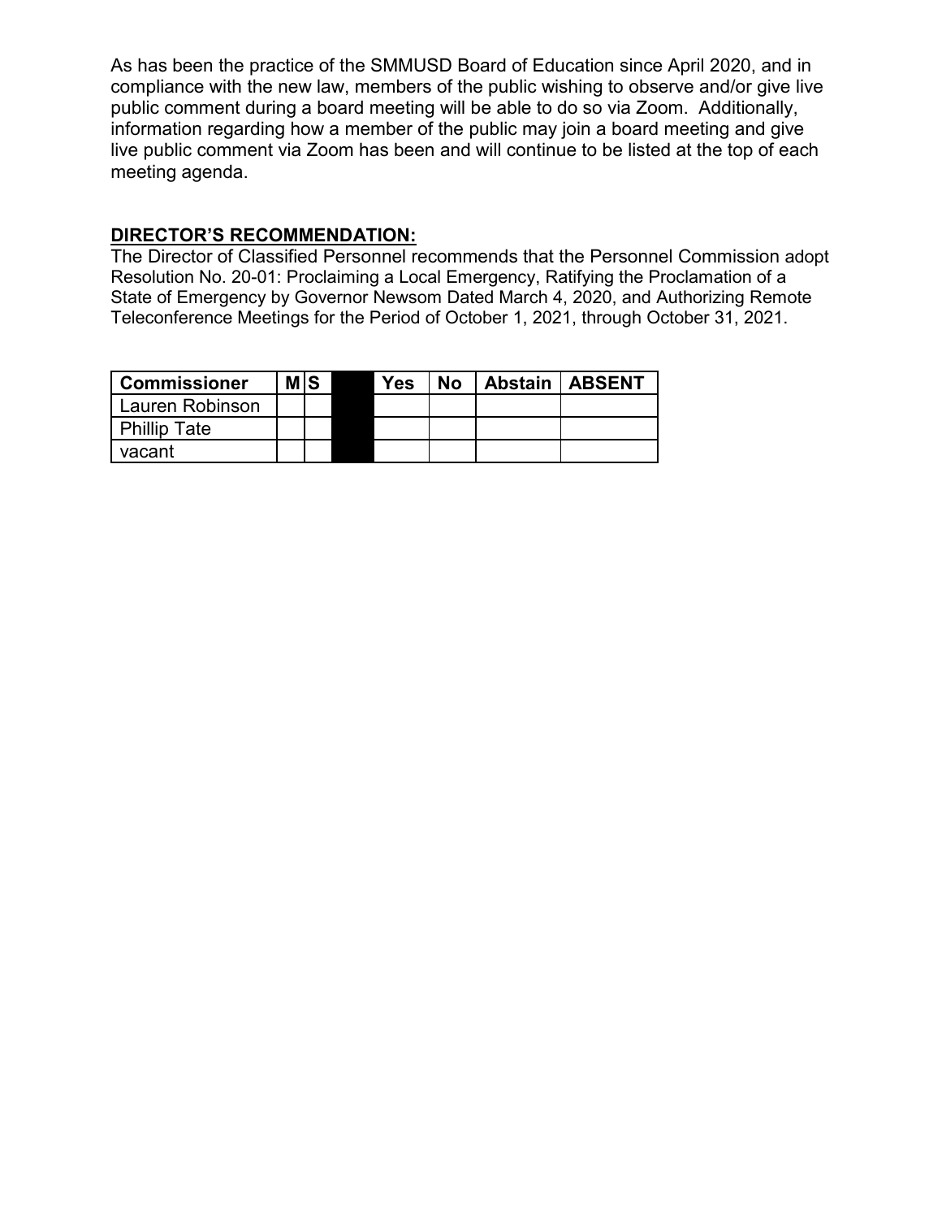As has been the practice of the SMMUSD Board of Education since April 2020, and in compliance with the new law, members of the public wishing to observe and/or give live public comment during a board meeting will be able to do so via Zoom. Additionally, information regarding how a member of the public may join a board meeting and give live public comment via Zoom has been and will continue to be listed at the top of each meeting agenda.

**DIRECTOR'S RECOMMENDATION:**

The Director of Classified Personnel recommends that the Personnel Commission adopt Resolution No. 20-01: Proclaiming a Local Emergency, Ratifying the Proclamation of a State of Emergency by Governor Newsom Dated March 4, 2020, and Authorizing Remote Teleconference Meetings for the Period of October 1, 2021, through October 31, 2021.

| Commissioner | M | S | | Yes | No | Abstain | ABSENT |
|---|---|---|---|---|---|---|---|
| Lauren Robinson | | | | | | | |
| Phillip Tate | | | | | | | |
| vacant | | | | | | | |